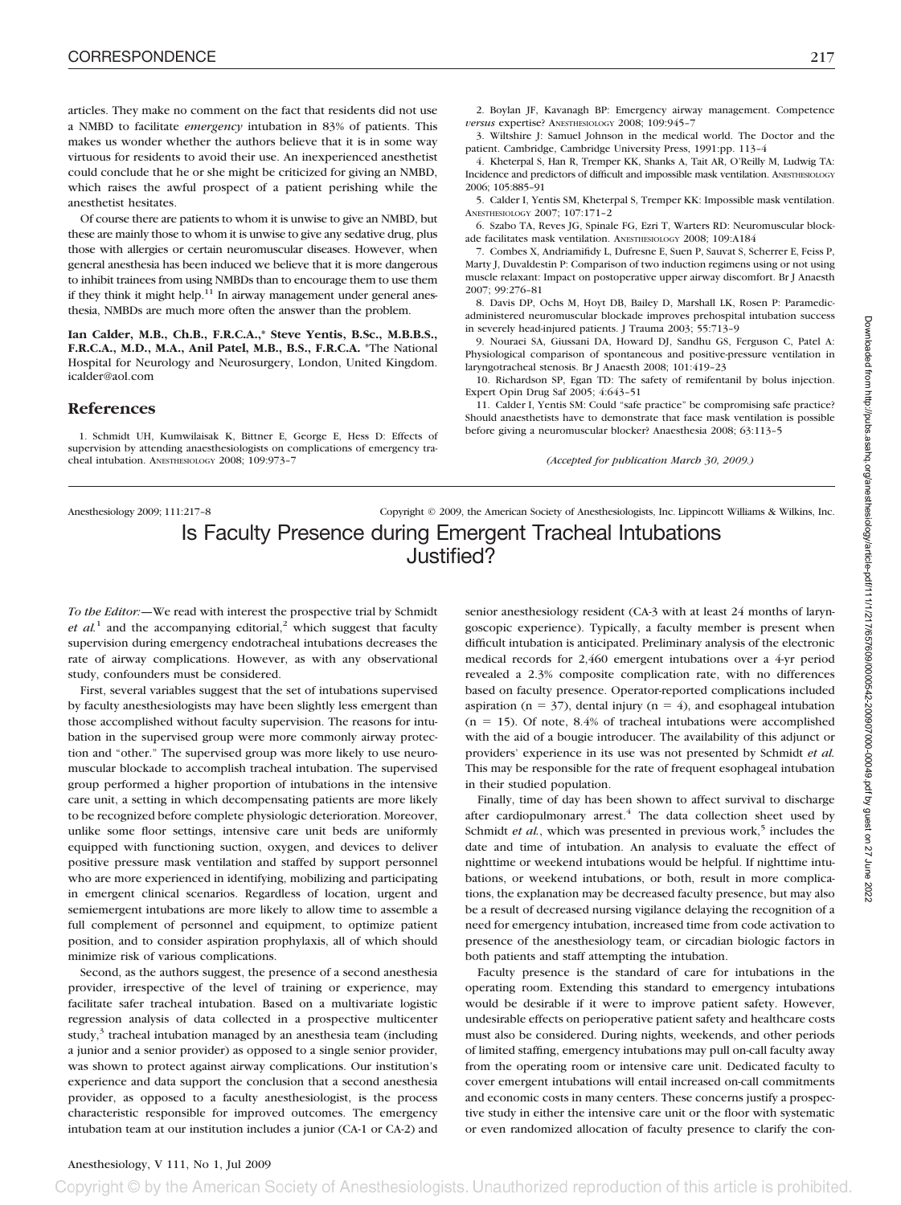articles. They make no comment on the fact that residents did not use a NMBD to facilitate *emergency* intubation in 83% of patients. This makes us wonder whether the authors believe that it is in some way virtuous for residents to avoid their use. An inexperienced anesthetist could conclude that he or she might be criticized for giving an NMBD, which raises the awful prospect of a patient perishing while the anesthetist hesitates.

Of course there are patients to whom it is unwise to give an NMBD, but these are mainly those to whom it is unwise to give any sedative drug, plus those with allergies or certain neuromuscular diseases. However, when general anesthesia has been induced we believe that it is more dangerous to inhibit trainees from using NMBDs than to encourage them to use them if they think it might help.[11] In airway management under general anesthesia, NMBDs are much more often the answer than the problem.

**Ian Calder, M.B., Ch.B., F.R.C.A.,\* Steve Yentis, B.Sc., M.B.B.S., F.R.C.A., M.D., M.A., Anil Patel, M.B., B.S., F.R.C.A.** \*The National Hospital for Neurology and Neurosurgery, London, United Kingdom. icalder@aol.com

## References

1. Schmidt UH, Kumwilaisak K, Bittner E, George E, Hess D: Effects of supervision by attending anaesthesiologists on complications of emergency tracheal intubation. ANESTHESIOLOGY 2008; 109:973–7
2. Boylan JF, Kavanagh BP: Emergency airway management. Competence *versus* expertise? ANESTHESIOLOGY 2008; 109:945–7
3. Wiltshire J: Samuel Johnson in the medical world. The Doctor and the patient. Cambridge, Cambridge University Press, 1991:pp. 113–4
4. Kheterpal S, Han R, Tremper KK, Shanks A, Tait AR, O'Reilly M, Ludwig TA: Incidence and predictors of difficult and impossible mask ventilation. ANESTHESIOLOGY 2006; 105:885–91
5. Calder I, Yentis SM, Kheterpal S, Tremper KK: Impossible mask ventilation. ANESTHESIOLOGY 2007; 107:171–2
6. Szabo TA, Reves JG, Spinale FG, Ezri T, Warters RD: Neuromuscular blockade facilitates mask ventilation. ANESTHESIOLOGY 2008; 109:A184
7. Combes X, Andriamifidy L, Dufresne E, Suen P, Sauvat S, Scherrer E, Feiss P, Marty J, Duvaldestin P: Comparison of two induction regimens using or not using muscle relaxant: Impact on postoperative upper airway discomfort. Br J Anaesth 2007; 99:276–81
8. Davis DP, Ochs M, Hoyt DB, Bailey D, Marshall LK, Rosen P: Paramedic-administered neuromuscular blockade improves prehospital intubation success in severely head-injured patients. J Trauma 2003; 55:713–9
9. Nouraei SA, Giussani DA, Howard DJ, Sandhu GS, Ferguson C, Patel A: Physiological comparison of spontaneous and positive-pressure ventilation in laryngotracheal stenosis. Br J Anaesth 2008; 101:419–23
10. Richardson SP, Egan TD: The safety of remifentanil by bolus injection. Expert Opin Drug Saf 2005; 4:643–51
11. Calder I, Yentis SM: Could "safe practice" be compromising safe practice? Should anaesthetists have to demonstrate that face mask ventilation is possible before giving a neuromuscular blocker? Anaesthesia 2008; 63:113–5

*(Accepted for publication March 30, 2009.)*

# Is Faculty Presence during Emergent Tracheal Intubations Justified?

*To the Editor:*—We read with interest the prospective trial by Schmidt *et al.*[1] and the accompanying editorial,[2] which suggest that faculty supervision during emergency endotracheal intubations decreases the rate of airway complications. However, as with any observational study, confounders must be considered.

First, several variables suggest that the set of intubations supervised by faculty anesthesiologists may have been slightly less emergent than those accomplished without faculty supervision. The reasons for intubation in the supervised group were more commonly airway protection and "other." The supervised group was more likely to use neuromuscular blockade to accomplish tracheal intubation. The supervised group performed a higher proportion of intubations in the intensive care unit, a setting in which decompensating patients are more likely to be recognized before complete physiologic deterioration. Moreover, unlike some floor settings, intensive care unit beds are uniformly equipped with functioning suction, oxygen, and devices to deliver positive pressure mask ventilation and staffed by support personnel who are more experienced in identifying, mobilizing and participating in emergent clinical scenarios. Regardless of location, urgent and semiemergent intubations are more likely to allow time to assemble a full complement of personnel and equipment, to optimize patient position, and to consider aspiration prophylaxis, all of which should minimize risk of various complications.

Second, as the authors suggest, the presence of a second anesthesia provider, irrespective of the level of training or experience, may facilitate safer tracheal intubation. Based on a multivariate logistic regression analysis of data collected in a prospective multicenter study,[3] tracheal intubation managed by an anesthesia team (including a junior and a senior provider) as opposed to a single senior provider, was shown to protect against airway complications. Our institution's experience and data support the conclusion that a second anesthesia provider, as opposed to a faculty anesthesiologist, is the process characteristic responsible for improved outcomes. The emergency intubation team at our institution includes a junior (CA-1 or CA-2) and senior anesthesiology resident (CA-3 with at least 24 months of laryngoscopic experience). Typically, a faculty member is present when difficult intubation is anticipated. Preliminary analysis of the electronic medical records for 2,460 emergent intubations over a 4-yr period revealed a 2.3% composite complication rate, with no differences based on faculty presence. Operator-reported complications included aspiration (n = 37), dental injury (n = 4), and esophageal intubation (n = 15). Of note, 8.4% of tracheal intubations were accomplished with the aid of a bougie introducer. The availability of this adjunct or providers' experience in its use was not presented by Schmidt *et al.* This may be responsible for the rate of frequent esophageal intubation in their studied population.

Finally, time of day has been shown to affect survival to discharge after cardiopulmonary arrest.[4] The data collection sheet used by Schmidt *et al.*, which was presented in previous work,[5] includes the date and time of intubation. An analysis to evaluate the effect of nighttime or weekend intubations would be helpful. If nighttime intubations, or weekend intubations, or both, result in more complications, the explanation may be decreased faculty presence, but may also be a result of decreased nursing vigilance delaying the recognition of a need for emergency intubation, increased time from code activation to presence of the anesthesiology team, or circadian biologic factors in both patients and staff attempting the intubation.

Faculty presence is the standard of care for intubations in the operating room. Extending this standard to emergency intubations would be desirable if it were to improve patient safety. However, undesirable effects on perioperative patient safety and healthcare costs must also be considered. During nights, weekends, and other periods of limited staffing, emergency intubations may pull on-call faculty away from the operating room or intensive care unit. Dedicated faculty to cover emergent intubations will entail increased on-call commitments and economic costs in many centers. These concerns justify a prospective study in either the intensive care unit or the floor with systematic or even randomized allocation of faculty presence to clarify the con-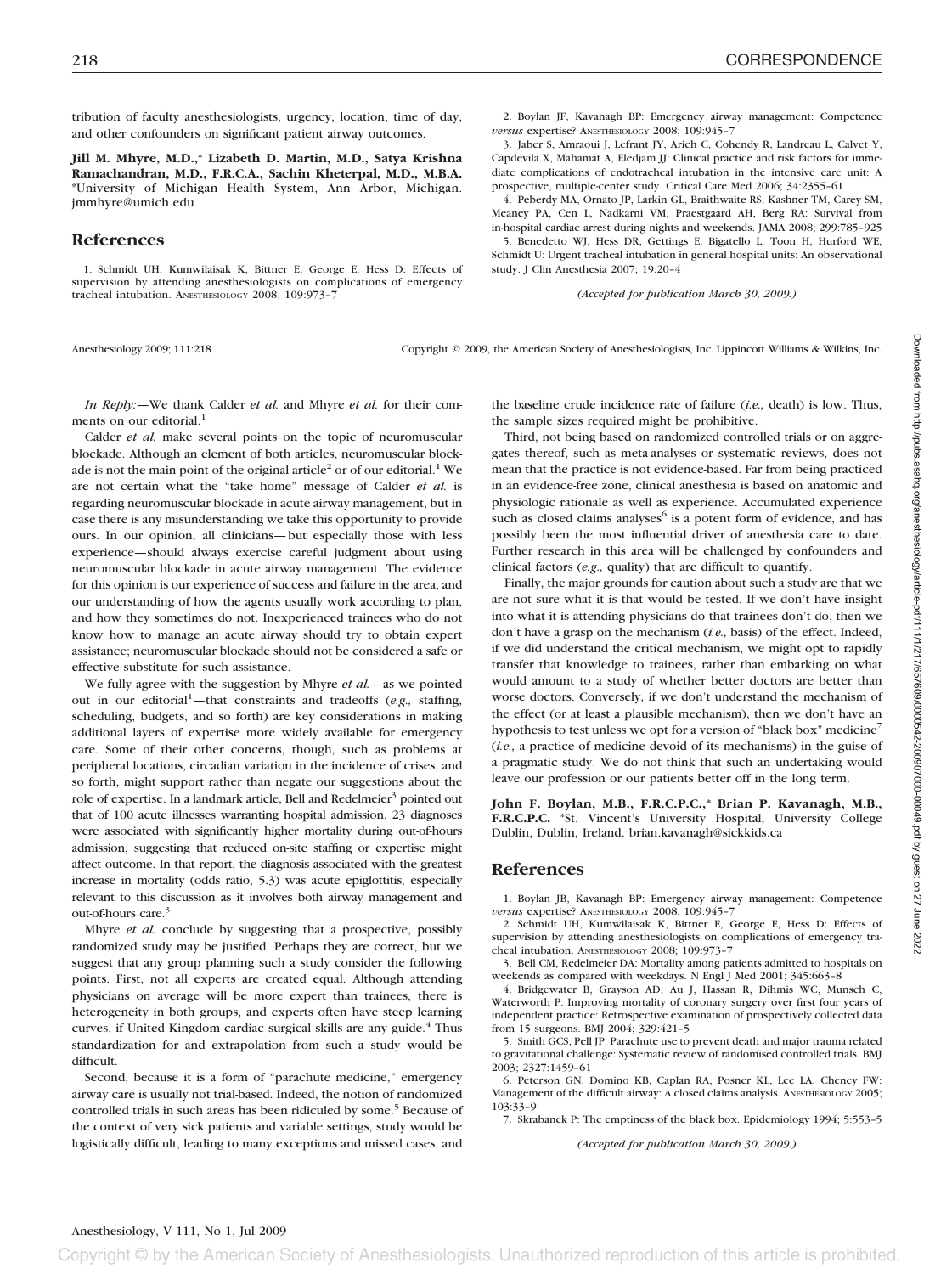tribution of faculty anesthesiologists, urgency, location, time of day, and other confounders on significant patient airway outcomes.

**Jill M. Mhyre, M.D.,\* Lizabeth D. Martin, M.D., Satya Krishna Ramachandran, M.D., F.R.C.A., Sachin Kheterpal, M.D., M.B.A.** \*University of Michigan Health System, Ann Arbor, Michigan. jmmhyre@umich.edu

## References

1. Schmidt UH, Kumwilaisak K, Bittner E, George E, Hess D: Effects of supervision by attending anesthesiologists on complications of emergency tracheal intubation. Anesthesiology 2008; 109:973–7
2. Boylan JF, Kavanagh BP: Emergency airway management: Competence *versus* expertise? Anesthesiology 2008; 109:945–7
3. Jaber S, Amraoui J, Lefrant JY, Arich C, Cohendy R, Landreau L, Calvet Y, Capdevila X, Mahamat A, Eledjam JJ: Clinical practice and risk factors for immediate complications of endotracheal intubation in the intensive care unit: A prospective, multiple-center study. Critical Care Med 2006; 34:2355–61
4. Peberdy MA, Ornato JP, Larkin GL, Braithwaite RS, Kashner TM, Carey SM, Meaney PA, Cen L, Nadkarni VM, Praestgaard AH, Berg RA: Survival from in-hospital cardiac arrest during nights and weekends. JAMA 2008; 299:785–925
5. Benedetto WJ, Hess DR, Gettings E, Bigatello L, Toon H, Hurford WE, Schmidt U: Urgent tracheal intubation in general hospital units: An observational study. J Clin Anesthesia 2007; 19:20–4

*(Accepted for publication March 30, 2009.)*

---

*In Reply:*—We thank Calder *et al.* and Mhyre *et al.* for their comments on our editorial.[1]

Calder *et al.* make several points on the topic of neuromuscular blockade. Although an element of both articles, neuromuscular blockade is not the main point of the original article[2] or of our editorial.[1] We are not certain what the "take home" message of Calder *et al.* is regarding neuromuscular blockade in acute airway management, but in case there is any misunderstanding we take this opportunity to provide ours. In our opinion, all clinicians—but especially those with less experience—should always exercise careful judgment about using neuromuscular blockade in acute airway management. The evidence for this opinion is our experience of success and failure in the area, and our understanding of how the agents usually work according to plan, and how they sometimes do not. Inexperienced trainees who do not know how to manage an acute airway should try to obtain expert assistance; neuromuscular blockade should not be considered a safe or effective substitute for such assistance.

We fully agree with the suggestion by Mhyre *et al.*—as we pointed out in our editorial[1]—that constraints and tradeoffs (*e.g.,* staffing, scheduling, budgets, and so forth) are key considerations in making additional layers of expertise more widely available for emergency care. Some of their other concerns, though, such as problems at peripheral locations, circadian variation in the incidence of crises, and so forth, might support rather than negate our suggestions about the role of expertise. In a landmark article, Bell and Redelmeier[3] pointed out that of 100 acute illnesses warranting hospital admission, 23 diagnoses were associated with significantly higher mortality during out-of-hours admission, suggesting that reduced on-site staffing or expertise might affect outcome. In that report, the diagnosis associated with the greatest increase in mortality (odds ratio, 5.3) was acute epiglottitis, especially relevant to this discussion as it involves both airway management and out-of-hours care.[3]

Mhyre *et al.* conclude by suggesting that a prospective, possibly randomized study may be justified. Perhaps they are correct, but we suggest that any group planning such a study consider the following points. First, not all experts are created equal. Although attending physicians on average will be more expert than trainees, there is heterogeneity in both groups, and experts often have steep learning curves, if United Kingdom cardiac surgical skills are any guide.[4] Thus standardization for and extrapolation from such a study would be difficult.

Second, because it is a form of "parachute medicine," emergency airway care is usually not trial-based. Indeed, the notion of randomized controlled trials in such areas has been ridiculed by some.[5] Because of the context of very sick patients and variable settings, study would be logistically difficult, leading to many exceptions and missed cases, and the baseline crude incidence rate of failure (*i.e.,* death) is low. Thus, the sample sizes required might be prohibitive.

Third, not being based on randomized controlled trials or on aggregates thereof, such as meta-analyses or systematic reviews, does not mean that the practice is not evidence-based. Far from being practiced in an evidence-free zone, clinical anesthesia is based on anatomic and physiologic rationale as well as experience. Accumulated experience such as closed claims analyses[6] is a potent form of evidence, and has possibly been the most influential driver of anesthesia care to date. Further research in this area will be challenged by confounders and clinical factors (*e.g.,* quality) that are difficult to quantify.

Finally, the major grounds for caution about such a study are that we are not sure what it is that would be tested. If we don't have insight into what it is attending physicians do that trainees don't do, then we don't have a grasp on the mechanism (*i.e.,* basis) of the effect. Indeed, if we did understand the critical mechanism, we might opt to rapidly transfer that knowledge to trainees, rather than embarking on what would amount to a study of whether better doctors are better than worse doctors. Conversely, if we don't understand the mechanism of the effect (or at least a plausible mechanism), then we don't have an hypothesis to test unless we opt for a version of "black box" medicine[7] (*i.e.,* a practice of medicine devoid of its mechanisms) in the guise of a pragmatic study. We do not think that such an undertaking would leave our profession or our patients better off in the long term.

**John F. Boylan, M.B., F.R.C.P.C.,\* Brian P. Kavanagh, M.B., F.R.C.P.C.** \*St. Vincent's University Hospital, University College Dublin, Dublin, Ireland. brian.kavanagh@sickkids.ca

## References

1. Boylan JB, Kavanagh BP: Emergency airway management: Competence *versus* expertise? Anesthesiology 2008; 109:945–7
2. Schmidt UH, Kumwilaisak K, Bittner E, George E, Hess D: Effects of supervision by attending anesthesiologists on complications of emergency tracheal intubation. Anesthesiology 2008; 109:973–7
3. Bell CM, Redelmeier DA: Mortality among patients admitted to hospitals on weekends as compared with weekdays. N Engl J Med 2001; 345:663–8
4. Bridgewater B, Grayson AD, Au J, Hassan R, Dihmis WC, Munsch C, Waterworth P: Improving mortality of coronary surgery over first four years of independent practice: Retrospective examination of prospectively collected data from 15 surgeons. BMJ 2004; 329:421–5
5. Smith GCS, Pell JP: Parachute use to prevent death and major trauma related to gravitational challenge: Systematic review of randomised controlled trials. BMJ 2003; 2327:1459–61
6. Peterson GN, Domino KB, Caplan RA, Posner KL, Lee LA, Cheney FW: Management of the difficult airway: A closed claims analysis. Anesthesiology 2005; 103:33–9
7. Skrabanek P: The emptiness of the black box. Epidemiology 1994; 5:553–5

*(Accepted for publication March 30, 2009.)*